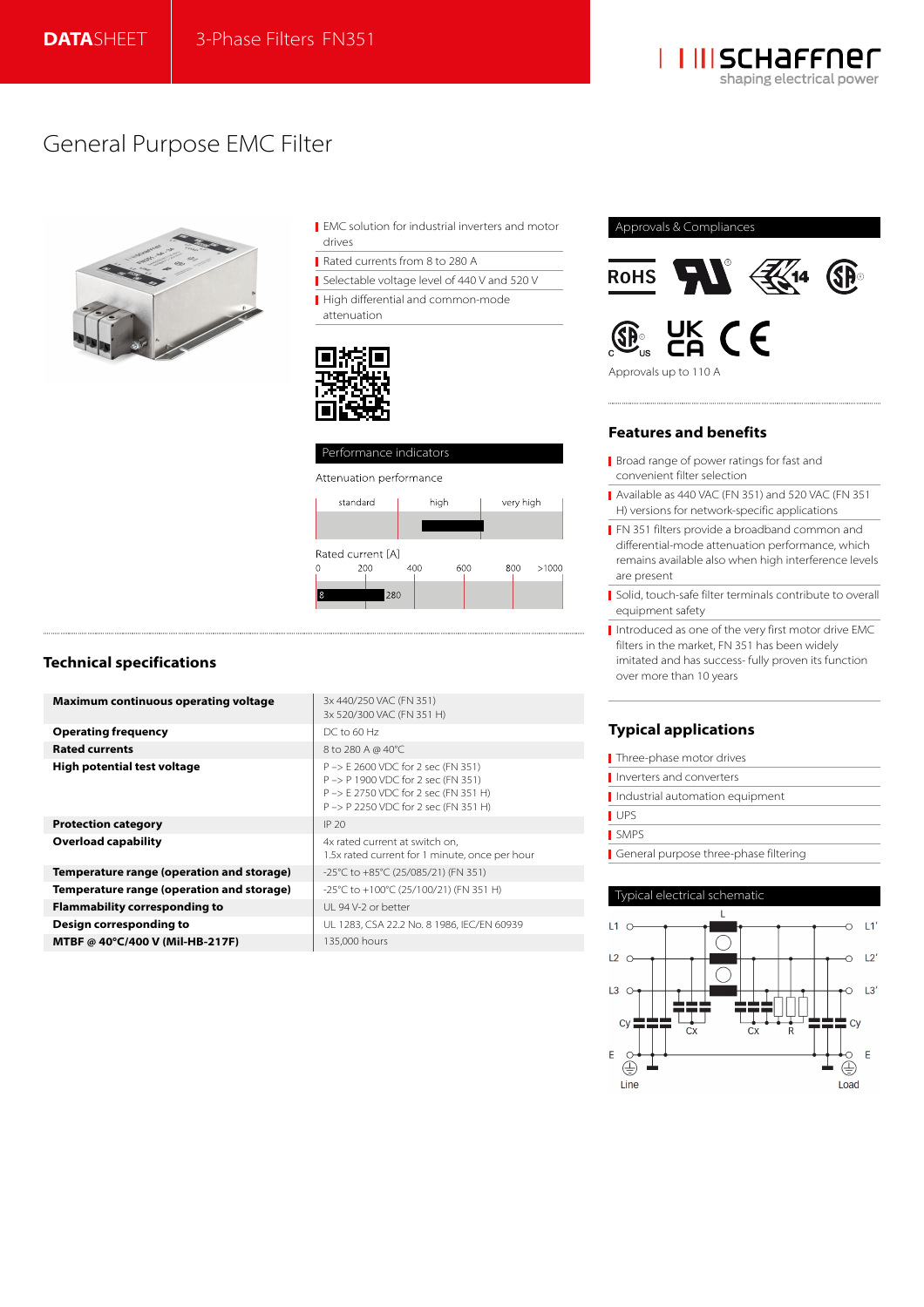**DATA**SHEET | 3-Phase Filters FN351

# General Purpose EMC Filter

- EMC solution for industrial inverters and motor drives
- Rated currents from 8 to 280 A
- Selectable voltage level of 440 V and 520 V
- High differential and common-mode attenuation

## Performance indicators

Attenuation performance

standard | high | very high

Rated current [A]

0 | 200 | 400 | 600 | 800 | >1000

8 – 280

## Approvals & Compliances

Approvals up to 110 A

## Features and benefits

- Broad range of power ratings for fast and convenient filter selection
- Available as 440 VAC (FN 351) and 520 VAC (FN 351 H) versions for network-specific applications
- FN 351 filters provide a broadband common and differential-mode attenuation performance, which remains available also when high interference levels are present
- Solid, touch-safe filter terminals contribute to overall equipment safety
- Introduced as one of the very first motor drive EMC filters in the market, FN 351 has been widely imitated and has success- fully proven its function over more than 10 years

## Typical applications

- Three-phase motor drives
- Inverters and converters
- Industrial automation equipment
- UPS
- SMPS
- General purpose three-phase filtering

## Technical specifications

| | |
|---|---|
| **Maximum continuous operating voltage** | 3x 440/250 VAC (FN 351)<br>3x 520/300 VAC (FN 351 H) |
| **Operating frequency** | DC to 60 Hz |
| **Rated currents** | 8 to 280 A @ 40°C |
| **High potential test voltage** | P –> E 2600 VDC for 2 sec (FN 351)<br>P –> P 1900 VDC for 2 sec (FN 351)<br>P –> E 2750 VDC for 2 sec (FN 351 H)<br>P –> P 2250 VDC for 2 sec (FN 351 H) |
| **Protection category** | IP 20 |
| **Overload capability** | 4x rated current at switch on,<br>1.5x rated current for 1 minute, once per hour |
| **Temperature range (operation and storage)** | -25°C to +85°C (25/085/21) (FN 351) |
| **Temperature range (operation and storage)** | -25°C to +100°C (25/100/21) (FN 351 H) |
| **Flammability corresponding to** | UL 94 V-2 or better |
| **Design corresponding to** | UL 1283, CSA 22.2 No. 8 1986, IEC/EN 60939 |
| **MTBF @ 40°C/400 V (Mil-HB-217F)** | 135,000 hours |

## Typical electrical schematic

L1, L2, L3, E (Line) — L, Cy, Cx, Cx, R, Cy — L1', L2', L3', E (Load)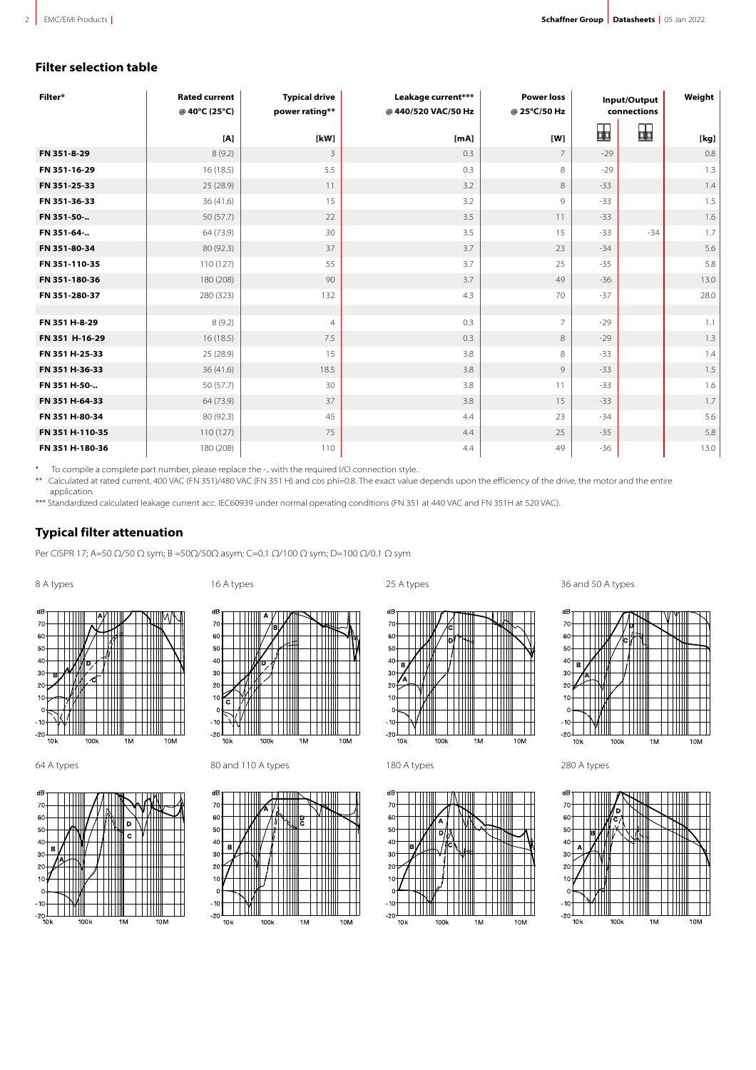## Filter selection table

| Filter* | Rated current @ 40°C (25°C) | Typical drive power rating** | Leakage current*** @ 440/520 VAC/50 Hz | Power loss @ 25°C/50 Hz | Input/Output connections | | Weight |
|---|---|---|---|---|---|---|---|
| | [A] | [kW] | [mA] | [W] | | | [kg] |
| FN 351-8-29 | 8 (9.2) | 3 | 0.3 | 7 | -29 | | 0.8 |
| FN 351-16-29 | 16 (18.5) | 5.5 | 0.3 | 8 | -29 | | 1.3 |
| FN 351-25-33 | 25 (28.9) | 11 | 3.2 | 8 | -33 | | 1.4 |
| FN 351-36-33 | 36 (41.6) | 15 | 3.2 | 9 | -33 | | 1.5 |
| FN 351-50-.. | 50 (57.7) | 22 | 3.5 | 11 | -33 | | 1.6 |
| FN 351-64-.. | 64 (73.9) | 30 | 3.5 | 15 | -33 | -34 | 1.7 |
| FN 351-80-34 | 80 (92.3) | 37 | 3.7 | 23 | -34 | | 5.6 |
| FN 351-110-35 | 110 (127) | 55 | 3.7 | 25 | -35 | | 5.8 |
| FN 351-180-36 | 180 (208) | 90 | 3.7 | 49 | -36 | | 13.0 |
| FN 351-280-37 | 280 (323) | 132 | 4.3 | 70 | -37 | | 28.0 |
| | | | | | | | |
| FN 351 H-8-29 | 8 (9.2) | 4 | 0.3 | 7 | -29 | | 1.1 |
| FN 351 H-16-29 | 16 (18.5) | 7.5 | 0.3 | 8 | -29 | | 1.3 |
| FN 351 H-25-33 | 25 (28.9) | 15 | 3.8 | 8 | -33 | | 1.4 |
| FN 351 H-36-33 | 36 (41.6) | 18.5 | 3.8 | 9 | -33 | | 1.5 |
| FN 351 H-50-.. | 50 (57.7) | 30 | 3.8 | 11 | -33 | | 1.6 |
| FN 351 H-64-33 | 64 (73.9) | 37 | 3.8 | 15 | -33 | | 1.7 |
| FN 351 H-80-34 | 80 (92.3) | 45 | 4.4 | 23 | -34 | | 5.6 |
| FN 351 H-110-35 | 110 (127) | 75 | 4.4 | 25 | -35 | | 5.8 |
| FN 351 H-180-36 | 180 (208) | 110 | 4.4 | 49 | -36 | | 13.0 |

\* To compile a complete part number, please replace the -.. with the required I/O connection style.

\*\* Calculated at rated current, 400 VAC (FN 351)/480 VAC (FN 351 H) and cos phi=0.8. The exact value depends upon the efficiency of the drive, the motor and the entire application.

\*\*\* Standardized calculated leakage current acc. IEC60939 under normal operating conditions (FN 351 at 440 VAC and FN 351H at 520 VAC).

## Typical filter attenuation

Per CISPR 17; A=50 Ω/50 Ω sym; B =50Ω/50Ω asym; C=0.1 Ω/100 Ω sym; D=100 Ω/0.1 Ω sym

8 A types

16 A types

25 A types

36 and 50 A types

64 A types

80 and 110 A types

180 A types

280 A types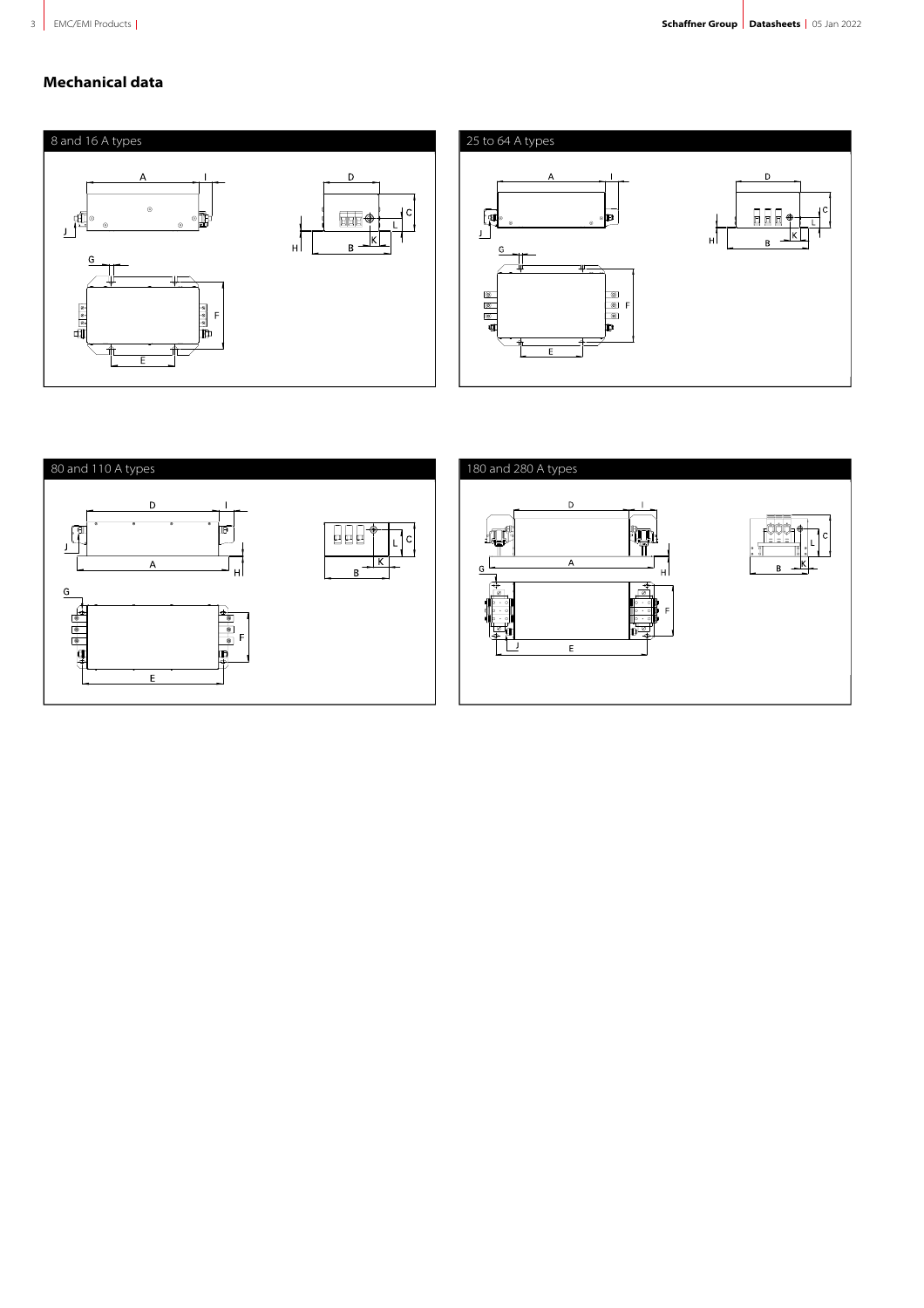## Mechanical data

### 8 and 16 A types

A, I, J, D, C, L, K, H, B, G, F, E

### 25 to 64 A types

A, I, J, D, C, L, K, H, B, G, F, E

### 80 and 110 A types

D, I, J, A, H, C, L, K, B, G, F, E

### 180 and 280 A types

D, I, A, G, H, C, L, K, B, F, J, E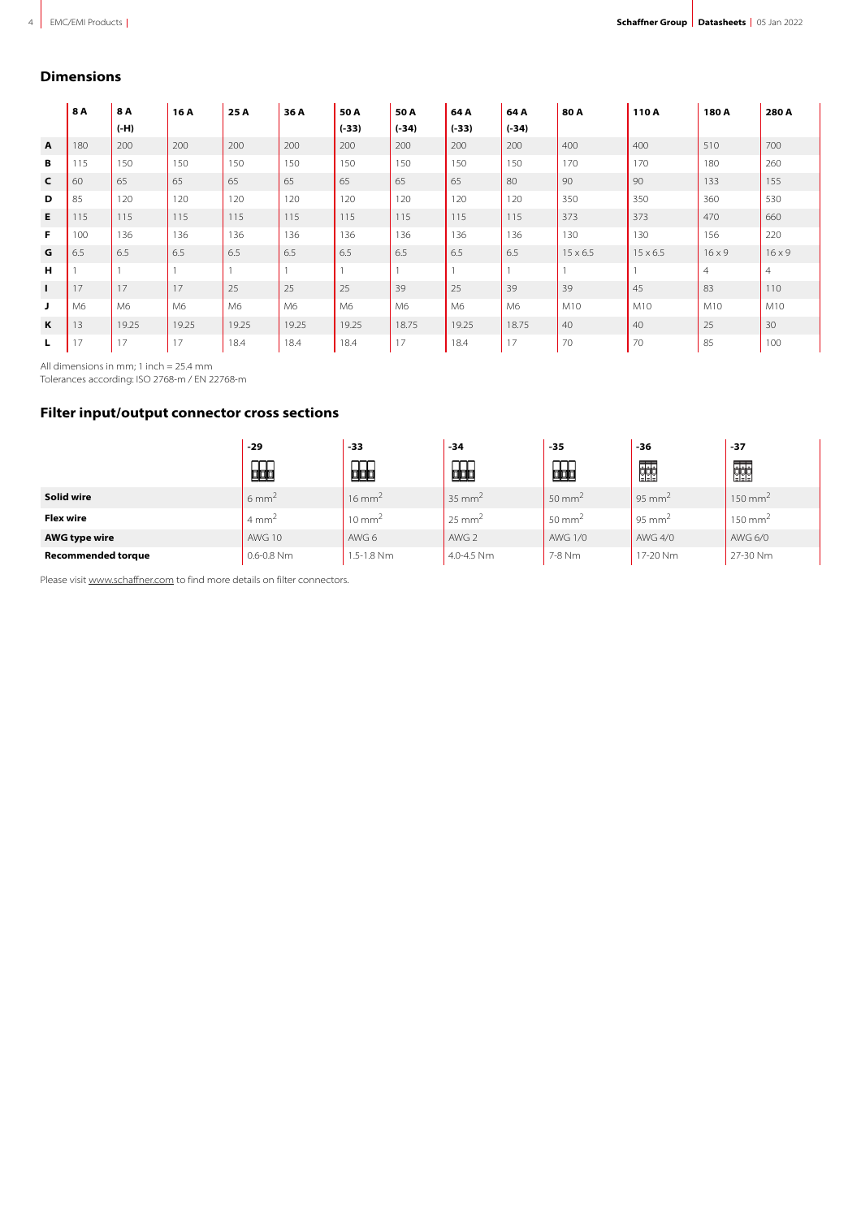## Dimensions

| | 8 A | 8 A (-H) | 16 A | 25 A | 36 A | 50 A (-33) | 50 A (-34) | 64 A (-33) | 64 A (-34) | 80 A | 110 A | 180 A | 280 A |
|---|---|---|---|---|---|---|---|---|---|---|---|---|---|
| **A** | 180 | 200 | 200 | 200 | 200 | 200 | 200 | 200 | 200 | 400 | 400 | 510 | 700 |
| **B** | 115 | 150 | 150 | 150 | 150 | 150 | 150 | 150 | 150 | 170 | 170 | 180 | 260 |
| **C** | 60 | 65 | 65 | 65 | 65 | 65 | 65 | 65 | 80 | 90 | 90 | 133 | 155 |
| **D** | 85 | 120 | 120 | 120 | 120 | 120 | 120 | 120 | 120 | 350 | 350 | 360 | 530 |
| **E** | 115 | 115 | 115 | 115 | 115 | 115 | 115 | 115 | 115 | 373 | 373 | 470 | 660 |
| **F** | 100 | 136 | 136 | 136 | 136 | 136 | 136 | 136 | 136 | 130 | 130 | 156 | 220 |
| **G** | 6.5 | 6.5 | 6.5 | 6.5 | 6.5 | 6.5 | 6.5 | 6.5 | 6.5 | 15 x 6.5 | 15 x 6.5 | 16 x 9 | 16 x 9 |
| **H** | 1 | 1 | 1 | 1 | 1 | 1 | 1 | 1 | 1 | 1 | 1 | 4 | 4 |
| **I** | 17 | 17 | 17 | 25 | 25 | 25 | 39 | 25 | 39 | 39 | 45 | 83 | 110 |
| **J** | M6 | M6 | M6 | M6 | M6 | M6 | M6 | M6 | M6 | M10 | M10 | M10 | M10 |
| **K** | 13 | 19.25 | 19.25 | 19.25 | 19.25 | 19.25 | 18.75 | 19.25 | 18.75 | 40 | 40 | 25 | 30 |
| **L** | 17 | 17 | 17 | 18.4 | 18.4 | 18.4 | 17 | 18.4 | 17 | 70 | 70 | 85 | 100 |

All dimensions in mm; 1 inch = 25.4 mm
Tolerances according: ISO 2768-m / EN 22768-m

## Filter input/output connector cross sections

| | -29 | -33 | -34 | -35 | -36 | -37 |
|---|---|---|---|---|---|---|
| **Solid wire** | 6 mm$^2$ | 16 mm$^2$ | 35 mm$^2$ | 50 mm$^2$ | 95 mm$^2$ | 150 mm$^2$ |
| **Flex wire** | 4 mm$^2$ | 10 mm$^2$ | 25 mm$^2$ | 50 mm$^2$ | 95 mm$^2$ | 150 mm$^2$ |
| **AWG type wire** | AWG 10 | AWG 6 | AWG 2 | AWG 1/0 | AWG 4/0 | AWG 6/0 |
| **Recommended torque** | 0.6-0.8 Nm | 1.5-1.8 Nm | 4.0-4.5 Nm | 7-8 Nm | 17-20 Nm | 27-30 Nm |

Please visit www.schaffner.com to find more details on filter connectors.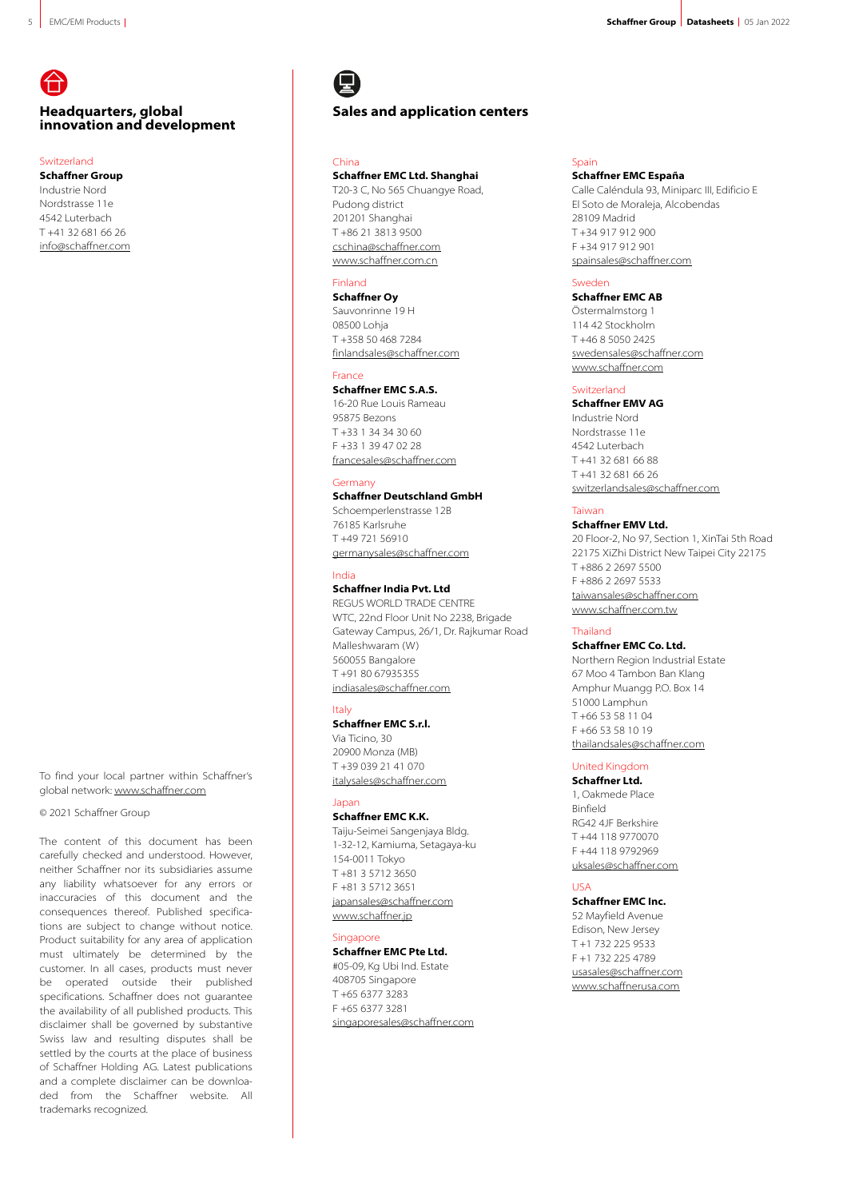## Headquarters, global innovation and development

Switzerland
**Schaffner Group**
Industrie Nord
Nordstrasse 11e
4542 Luterbach
T +41 32 681 66 26
info@schaffner.com

To find your local partner within Schaffner's global network: www.schaffner.com

© 2021 Schaffner Group

The content of this document has been carefully checked and understood. However, neither Schaffner nor its subsidiaries assume any liability whatsoever for any errors or inaccuracies of this document and the consequences thereof. Published specifications are subject to change without notice. Product suitability for any area of application must ultimately be determined by the customer. In all cases, products must never be operated outside their published specifications. Schaffner does not guarantee the availability of all published products. This disclaimer shall be governed by substantive Swiss law and resulting disputes shall be settled by the courts at the place of business of Schaffner Holding AG. Latest publications and a complete disclaimer can be downloaded from the Schaffner website. All trademarks recognized.

## Sales and application centers

China
**Schaffner EMC Ltd. Shanghai**
T20-3 C, No 565 Chuangye Road,
Pudong district
201201 Shanghai
T +86 21 3813 9500
cschina@schaffner.com
www.schaffner.com.cn

Finland
**Schaffner Oy**
Sauvonrinne 19 H
08500 Lohja
T +358 50 468 7284
finlandsales@schaffner.com

France
**Schaffner EMC S.A.S.**
16-20 Rue Louis Rameau
95875 Bezons
T +33 1 34 34 30 60
F +33 1 39 47 02 28
francesales@schaffner.com

Germany
**Schaffner Deutschland GmbH**
Schoemperlenstrasse 12B
76185 Karlsruhe
T +49 721 56910
germanysales@schaffner.com

India
**Schaffner India Pvt. Ltd**
REGUS WORLD TRADE CENTRE
WTC, 22nd Floor Unit No 2238, Brigade Gateway Campus, 26/1, Dr. Rajkumar Road
Malleshwaram (W)
560055 Bangalore
T +91 80 67935355
indiasales@schaffner.com

Italy
**Schaffner EMC S.r.l.**
Via Ticino, 30
20900 Monza (MB)
T +39 039 21 41 070
italysales@schaffner.com

Japan
**Schaffner EMC K.K.**
Taiju-Seimei Sangenjaya Bldg.
1-32-12, Kamiuma, Setagaya-ku
154-0011 Tokyo
T +81 3 5712 3650
F +81 3 5712 3651
japansales@schaffner.com
www.schaffner.jp

Singapore
**Schaffner EMC Pte Ltd.**
#05-09, Kg Ubi Ind. Estate
408705 Singapore
T +65 6377 3283
F +65 6377 3281
singaporesales@schaffner.com

Spain
**Schaffner EMC España**
Calle Caléndula 93, Miniparc III, Edificio E
El Soto de Moraleja, Alcobendas
28109 Madrid
T +34 917 912 900
F +34 917 912 901
spainsales@schaffner.com

Sweden
**Schaffner EMC AB**
Östermalmstorg 1
114 42 Stockholm
T +46 8 5050 2425
swedensales@schaffner.com
www.schaffner.com

Switzerland
**Schaffner EMV AG**
Industrie Nord
Nordstrasse 11e
4542 Luterbach
T +41 32 681 66 88
T +41 32 681 66 26
switzerlandsales@schaffner.com

Taiwan
**Schaffner EMV Ltd.**
20 Floor-2, No 97, Section 1, XinTai 5th Road
22175 XiZhi District New Taipei City 22175
T +886 2 2697 5500
F +886 2 2697 5533
taiwansales@schaffner.com
www.schaffner.com.tw

Thailand
**Schaffner EMC Co. Ltd.**
Northern Region Industrial Estate
67 Moo 4 Tambon Ban Klang
Amphur Muangg P.O. Box 14
51000 Lamphun
T +66 53 58 11 04
F +66 53 58 10 19
thailandsales@schaffner.com

United Kingdom
**Schaffner Ltd.**
1, Oakmede Place
Binfield
RG42 4JF Berkshire
T +44 118 9770070
F +44 118 9792969
uksales@schaffner.com

USA
**Schaffner EMC Inc.**
52 Mayfield Avenue
Edison, New Jersey
T +1 732 225 9533
F +1 732 225 4789
usasales@schaffner.com
www.schaffnerusa.com